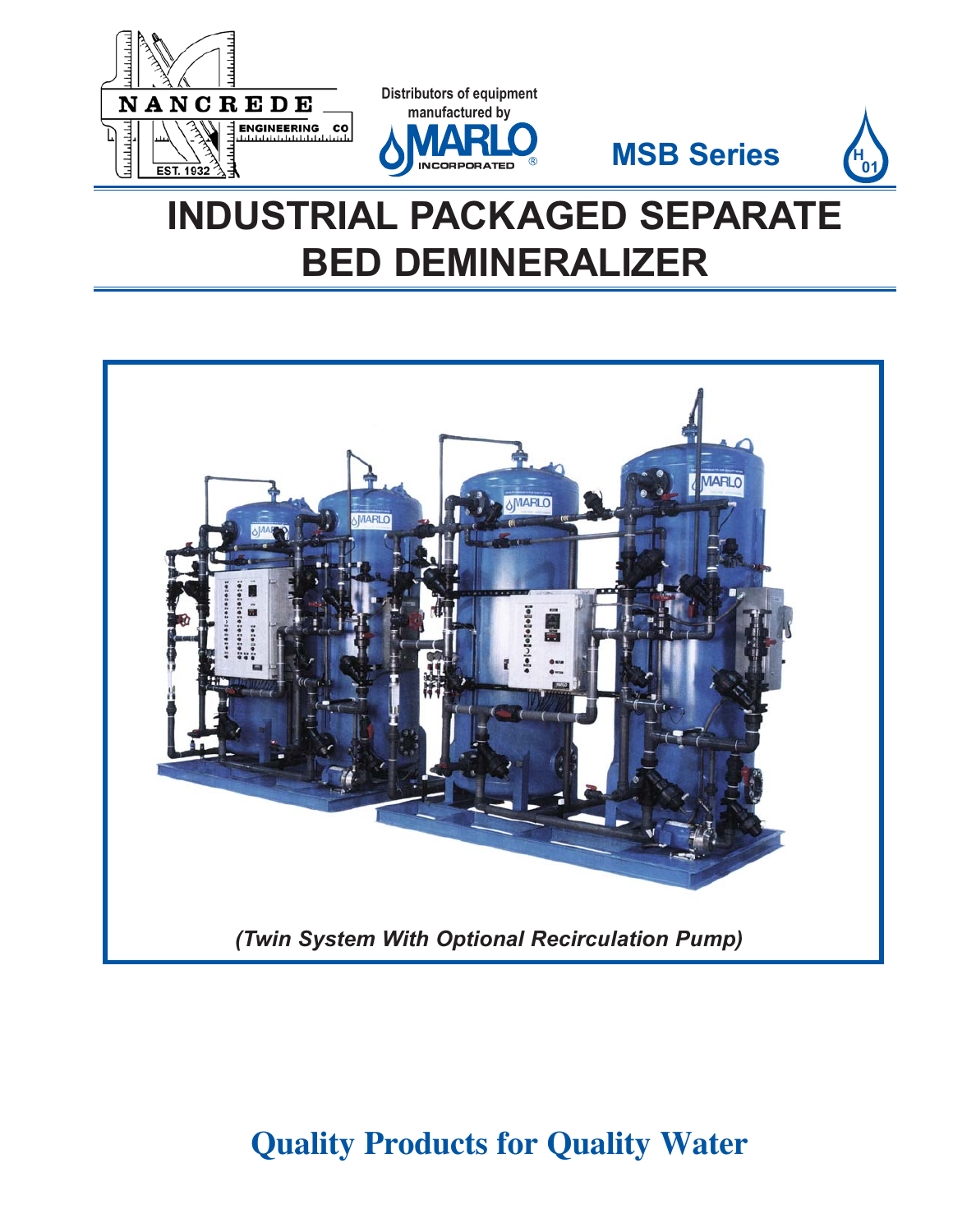NANCREDE ENGINEERING CO

EST. 1932

Distributors of equipment manufactured by

MARLO INCORPORATED®

MSB Series

H 01

# INDUSTRIAL PACKAGED SEPARATE BED DEMINERALIZER

*(Twin System With Optional Recirculation Pump)*

**Quality Products for Quality Water**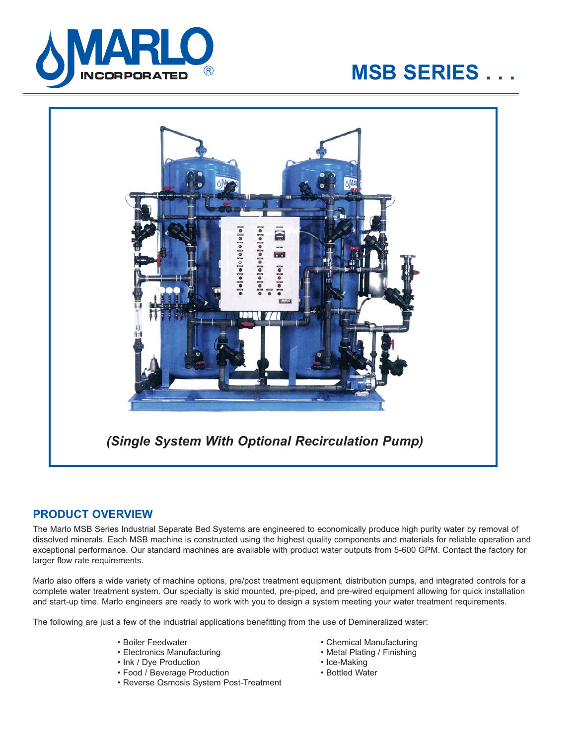# MSB SERIES . . .

*(Single System With Optional Recirculation Pump)*

## PRODUCT OVERVIEW

The Marlo MSB Series Industrial Separate Bed Systems are engineered to economically produce high purity water by removal of dissolved minerals. Each MSB machine is constructed using the highest quality components and materials for reliable operation and exceptional performance. Our standard machines are available with product water outputs from 5-600 GPM. Contact the factory for larger flow rate requirements.

Marlo also offers a wide variety of machine options, pre/post treatment equipment, distribution pumps, and integrated controls for a complete water treatment system. Our specialty is skid mounted, pre-piped, and pre-wired equipment allowing for quick installation and start-up time. Marlo engineers are ready to work with you to design a system meeting your water treatment requirements.

The following are just a few of the industrial applications benefitting from the use of Demineralized water:

- Boiler Feedwater
- Electronics Manufacturing
- Ink / Dye Production
- Food / Beverage Production
- Reverse Osmosis System Post-Treatment
- Chemical Manufacturing
- Metal Plating / Finishing
- Ice-Making
- Bottled Water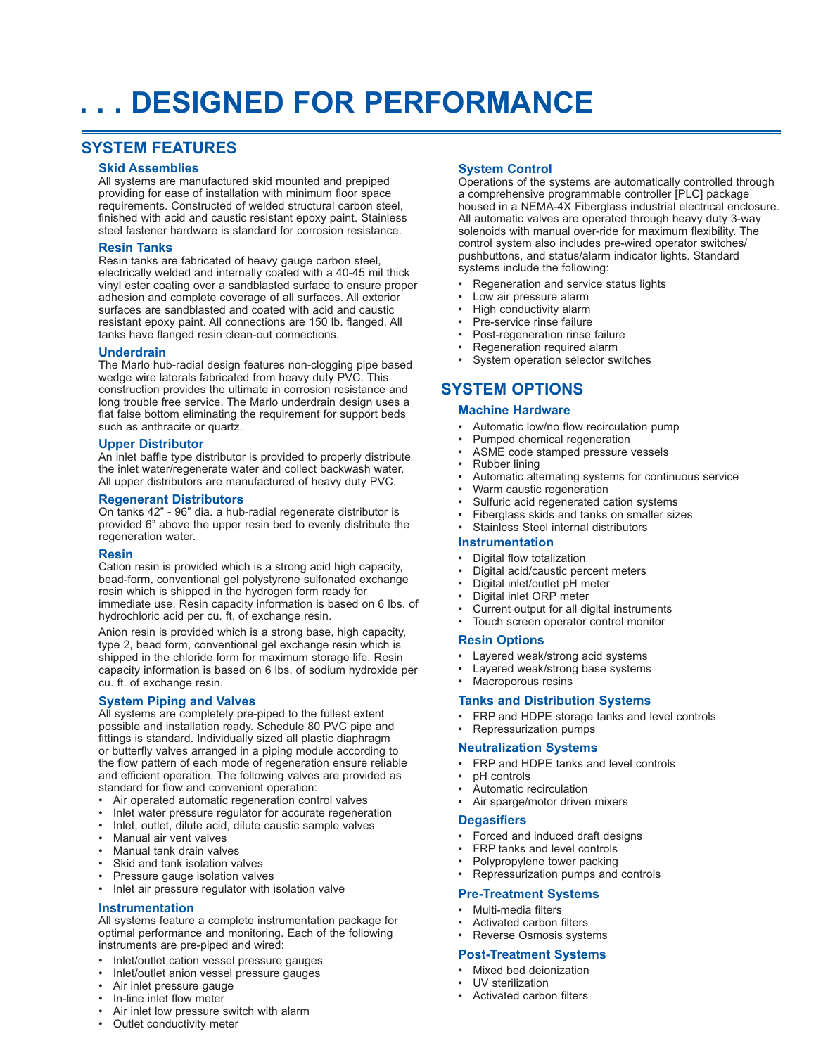# . . . DESIGNED FOR PERFORMANCE

## SYSTEM FEATURES

### Skid Assemblies

All systems are manufactured skid mounted and prepiped providing for ease of installation with minimum floor space requirements. Constructed of welded structural carbon steel, finished with acid and caustic resistant epoxy paint. Stainless steel fastener hardware is standard for corrosion resistance.

### Resin Tanks

Resin tanks are fabricated of heavy gauge carbon steel, electrically welded and internally coated with a 40-45 mil thick vinyl ester coating over a sandblasted surface to ensure proper adhesion and complete coverage of all surfaces. All exterior surfaces are sandblasted and coated with acid and caustic resistant epoxy paint. All connections are 150 lb. flanged. All tanks have flanged resin clean-out connections.

### Underdrain

The Marlo hub-radial design features non-clogging pipe based wedge wire laterals fabricated from heavy duty PVC. This construction provides the ultimate in corrosion resistance and long trouble free service. The Marlo underdrain design uses a flat false bottom eliminating the requirement for support beds such as anthracite or quartz.

### Upper Distributor

An inlet baffle type distributor is provided to properly distribute the inlet water/regenerate water and collect backwash water. All upper distributors are manufactured of heavy duty PVC.

### Regenerant Distributors

On tanks 42" - 96" dia. a hub-radial regenerate distributor is provided 6" above the upper resin bed to evenly distribute the regeneration water.

### Resin

Cation resin is provided which is a strong acid high capacity, bead-form, conventional gel polystyrene sulfonated exchange resin which is shipped in the hydrogen form ready for immediate use. Resin capacity information is based on 6 lbs. of hydrochloric acid per cu. ft. of exchange resin.

Anion resin is provided which is a strong base, high capacity, type 2, bead form, conventional gel exchange resin which is shipped in the chloride form for maximum storage life. Resin capacity information is based on 6 lbs. of sodium hydroxide per cu. ft. of exchange resin.

### System Piping and Valves

All systems are completely pre-piped to the fullest extent possible and installation ready. Schedule 80 PVC pipe and fittings is standard. Individually sized all plastic diaphragm or butterfly valves arranged in a piping module according to the flow pattern of each mode of regeneration ensure reliable and efficient operation. The following valves are provided as standard for flow and convenient operation:

- Air operated automatic regeneration control valves
- Inlet water pressure regulator for accurate regeneration
- Inlet, outlet, dilute acid, dilute caustic sample valves
- Manual air vent valves
- Manual tank drain valves
- Skid and tank isolation valves
- Pressure gauge isolation valves
- Inlet air pressure regulator with isolation valve

### Instrumentation

All systems feature a complete instrumentation package for optimal performance and monitoring. Each of the following instruments are pre-piped and wired:

- Inlet/outlet cation vessel pressure gauges
- Inlet/outlet anion vessel pressure gauges
- Air inlet pressure gauge
- In-line inlet flow meter
- Air inlet low pressure switch with alarm
- Outlet conductivity meter

### System Control

Operations of the systems are automatically controlled through a comprehensive programmable controller [PLC] package housed in a NEMA-4X Fiberglass industrial electrical enclosure. All automatic valves are operated through heavy duty 3-way solenoids with manual over-ride for maximum flexibility. The control system also includes pre-wired operator switches/pushbuttons, and status/alarm indicator lights. Standard systems include the following:

- Regeneration and service status lights
- Low air pressure alarm
- High conductivity alarm
- Pre-service rinse failure
- Post-regeneration rinse failure
- Regeneration required alarm
- System operation selector switches

## SYSTEM OPTIONS

### Machine Hardware

- Automatic low/no flow recirculation pump
- Pumped chemical regeneration
- ASME code stamped pressure vessels
- Rubber lining
- Automatic alternating systems for continuous service
- Warm caustic regeneration
- Sulfuric acid regenerated cation systems
- Fiberglass skids and tanks on smaller sizes
- Stainless Steel internal distributors

### Instrumentation

- Digital flow totalization
- Digital acid/caustic percent meters
- Digital inlet/outlet pH meter
- Digital inlet ORP meter
- Current output for all digital instruments
- Touch screen operator control monitor

### Resin Options

- Layered weak/strong acid systems
- Layered weak/strong base systems
- Macroporous resins

### Tanks and Distribution Systems

- FRP and HDPE storage tanks and level controls
- Repressurization pumps

### Neutralization Systems

- FRP and HDPE tanks and level controls
- pH controls
- Automatic recirculation
- Air sparge/motor driven mixers

### Degasifiers

- Forced and induced draft designs
- FRP tanks and level controls
- Polypropylene tower packing
- Repressurization pumps and controls

### Pre-Treatment Systems

- Multi-media filters
- Activated carbon filters
- Reverse Osmosis systems

### Post-Treatment Systems

- Mixed bed deionization
- UV sterilization
- Activated carbon filters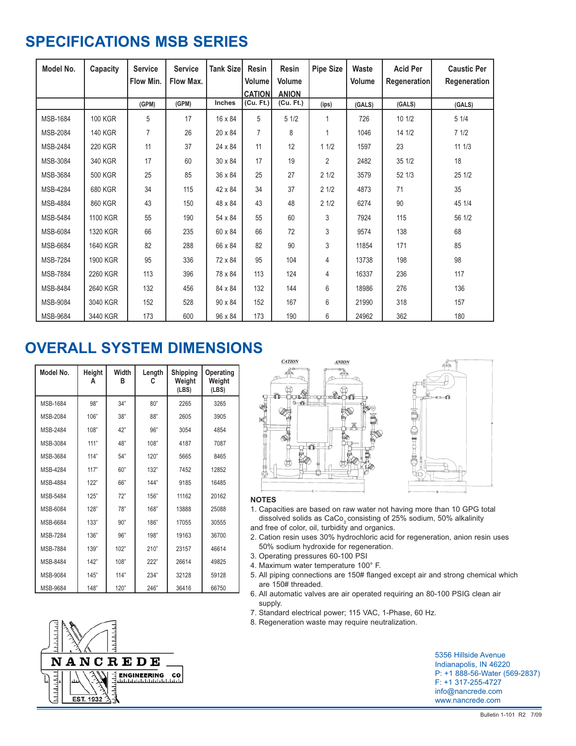# SPECIFICATIONS MSB SERIES

| Model No. | Capacity | Service Flow Min. | Service Flow Max. | Tank Size | Resin Volume CATION | Resin Volume ANION | Pipe Size | Waste Volume | Acid Per Regeneration | Caustic Per Regeneration |
|---|---|---|---|---|---|---|---|---|---|---|
| | | (GPM) | (GPM) | Inches | (Cu. Ft.) | (Cu. Ft.) | (ips) | (GALS) | (GALS) | (GALS) |
| MSB-1684 | 100 KGR | 5 | 17 | 16 x 84 | 5 | 5 1/2 | 1 | 726 | 10 1/2 | 5 1/4 |
| MSB-2084 | 140 KGR | 7 | 26 | 20 x 84 | 7 | 8 | 1 | 1046 | 14 1/2 | 7 1/2 |
| MSB-2484 | 220 KGR | 11 | 37 | 24 x 84 | 11 | 12 | 1 1/2 | 1597 | 23 | 11 1/3 |
| MSB-3084 | 340 KGR | 17 | 60 | 30 x 84 | 17 | 19 | 2 | 2482 | 35 1/2 | 18 |
| MSB-3684 | 500 KGR | 25 | 85 | 36 x 84 | 25 | 27 | 2 1/2 | 3579 | 52 1/3 | 25 1/2 |
| MSB-4284 | 680 KGR | 34 | 115 | 42 x 84 | 34 | 37 | 2 1/2 | 4873 | 71 | 35 |
| MSB-4884 | 860 KGR | 43 | 150 | 48 x 84 | 43 | 48 | 2 1/2 | 6274 | 90 | 45 1/4 |
| MSB-5484 | 1100 KGR | 55 | 190 | 54 x 84 | 55 | 60 | 3 | 7924 | 115 | 56 1/2 |
| MSB-6084 | 1320 KGR | 66 | 235 | 60 x 84 | 66 | 72 | 3 | 9574 | 138 | 68 |
| MSB-6684 | 1640 KGR | 82 | 288 | 66 x 84 | 82 | 90 | 3 | 11854 | 171 | 85 |
| MSB-7284 | 1900 KGR | 95 | 336 | 72 x 84 | 95 | 104 | 4 | 13738 | 198 | 98 |
| MSB-7884 | 2260 KGR | 113 | 396 | 78 x 84 | 113 | 124 | 4 | 16337 | 236 | 117 |
| MSB-8484 | 2640 KGR | 132 | 456 | 84 x 84 | 132 | 144 | 6 | 18986 | 276 | 136 |
| MSB-9084 | 3040 KGR | 152 | 528 | 90 x 84 | 152 | 167 | 6 | 21990 | 318 | 157 |
| MSB-9684 | 3440 KGR | 173 | 600 | 96 x 84 | 173 | 190 | 6 | 24962 | 362 | 180 |

# OVERALL SYSTEM DIMENSIONS

| Model No. | Height A | Width B | Length C | Shipping Weight (LBS) | Operating Weight (LBS) |
|---|---|---|---|---|---|
| MSB-1684 | 98" | 34" | 80" | 2265 | 3265 |
| MSB-2084 | 106" | 38" | 88" | 2605 | 3905 |
| MSB-2484 | 108" | 42" | 96" | 3054 | 4854 |
| MSB-3084 | 111" | 48" | 108" | 4187 | 7087 |
| MSB-3684 | 114" | 54" | 120" | 5665 | 8465 |
| MSB-4284 | 117" | 60" | 132" | 7452 | 12852 |
| MSB-4884 | 122" | 66" | 144" | 9185 | 16485 |
| MSB-5484 | 125" | 72" | 156" | 11162 | 20162 |
| MSB-6084 | 128" | 78" | 168" | 13888 | 25088 |
| MSB-6684 | 133" | 90" | 186" | 17055 | 30555 |
| MSB-7284 | 136" | 96" | 198" | 19163 | 36700 |
| MSB-7884 | 139" | 102" | 210" | 23157 | 46614 |
| MSB-8484 | 142" | 108" | 222" | 26614 | 49825 |
| MSB-9084 | 145" | 114" | 234" | 32128 | 59128 |
| MSB-9684 | 148" | 120" | 246" | 36416 | 66750 |

CATION
ANION

### NOTES

1. Capacities are based on raw water not having more than 10 GPG total dissolved solids as $CaCo_3$ consisting of 25% sodium, 50% alkalinity and free of color, oil, turbidity and organics.
2. Cation resin uses 30% hydrochloric acid for regeneration, anion resin uses 50% sodium hydroxide for regeneration.
3. Operating pressures 60-100 PSI
4. Maximum water temperature 100° F.
5. All piping connections are 150# flanged except air and strong chemical which are 150# threaded.
6. All automatic valves are air operated requiring an 80-100 PSIG clean air supply.
7. Standard electrical power; 115 VAC, 1-Phase, 60 Hz.
8. Regeneration waste may require neutralization.

NANCREDE ENGINEERING CO
EST. 1932

5356 Hillside Avenue
Indianapolis, IN 46220
P: +1 888-56-Water (569-2837)
F: +1 317-255-4727
info@nancrede.com
www.nancrede.com

Bulletin 1-101 R2 7/09